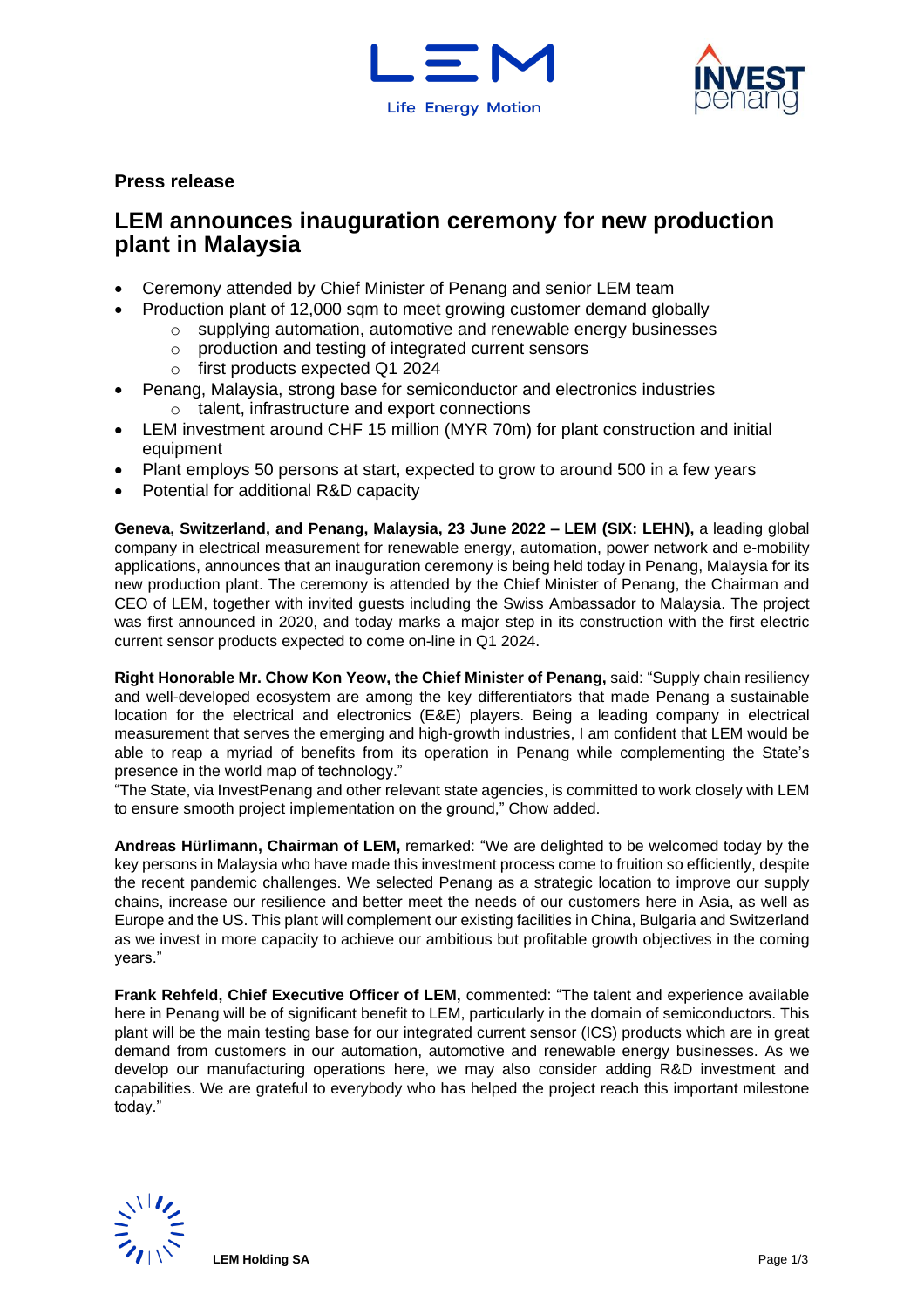**Press release**

# LEM announces inauguration ceremony for new production plant in Malaysia

- Ceremony attended by Chief Minister of Penang and senior LEM team
- Production plant of 12,000 sqm to meet growing customer demand globally
  - supplying automation, automotive and renewable energy businesses
  - production and testing of integrated current sensors
  - first products expected Q1 2024
- Penang, Malaysia, strong base for semiconductor and electronics industries
  - talent, infrastructure and export connections
- LEM investment around CHF 15 million (MYR 70m) for plant construction and initial equipment
- Plant employs 50 persons at start, expected to grow to around 500 in a few years
- Potential for additional R&D capacity

**Geneva, Switzerland, and Penang, Malaysia, 23 June 2022 – LEM (SIX: LEHN),** a leading global company in electrical measurement for renewable energy, automation, power network and e-mobility applications, announces that an inauguration ceremony is being held today in Penang, Malaysia for its new production plant. The ceremony is attended by the Chief Minister of Penang, the Chairman and CEO of LEM, together with invited guests including the Swiss Ambassador to Malaysia. The project was first announced in 2020, and today marks a major step in its construction with the first electric current sensor products expected to come on-line in Q1 2024.

**Right Honorable Mr. Chow Kon Yeow, the Chief Minister of Penang,** said: "Supply chain resiliency and well-developed ecosystem are among the key differentiators that made Penang a sustainable location for the electrical and electronics (E&E) players. Being a leading company in electrical measurement that serves the emerging and high-growth industries, I am confident that LEM would be able to reap a myriad of benefits from its operation in Penang while complementing the State's presence in the world map of technology."
"The State, via InvestPenang and other relevant state agencies, is committed to work closely with LEM to ensure smooth project implementation on the ground," Chow added.

**Andreas Hürlimann, Chairman of LEM,** remarked: "We are delighted to be welcomed today by the key persons in Malaysia who have made this investment process come to fruition so efficiently, despite the recent pandemic challenges. We selected Penang as a strategic location to improve our supply chains, increase our resilience and better meet the needs of our customers here in Asia, as well as Europe and the US. This plant will complement our existing facilities in China, Bulgaria and Switzerland as we invest in more capacity to achieve our ambitious but profitable growth objectives in the coming years."

**Frank Rehfeld, Chief Executive Officer of LEM,** commented: "The talent and experience available here in Penang will be of significant benefit to LEM, particularly in the domain of semiconductors. This plant will be the main testing base for our integrated current sensor (ICS) products which are in great demand from customers in our automation, automotive and renewable energy businesses. As we develop our manufacturing operations here, we may also consider adding R&D investment and capabilities. We are grateful to everybody who has helped the project reach this important milestone today."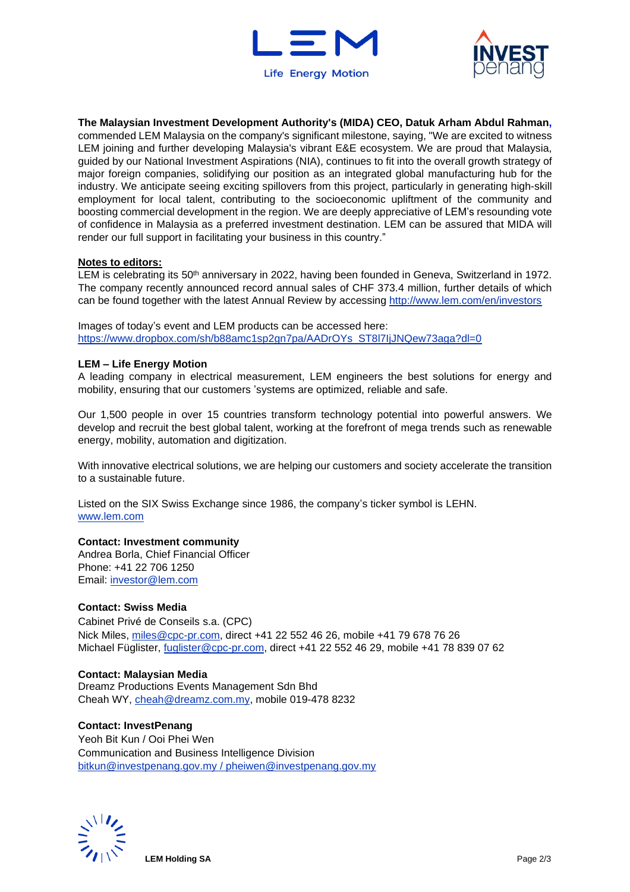**The Malaysian Investment Development Authority's (MIDA) CEO, Datuk Arham Abdul Rahman,** commended LEM Malaysia on the company's significant milestone, saying, "We are excited to witness LEM joining and further developing Malaysia's vibrant E&E ecosystem. We are proud that Malaysia, guided by our National Investment Aspirations (NIA), continues to fit into the overall growth strategy of major foreign companies, solidifying our position as an integrated global manufacturing hub for the industry. We anticipate seeing exciting spillovers from this project, particularly in generating high-skill employment for local talent, contributing to the socioeconomic upliftment of the community and boosting commercial development in the region. We are deeply appreciative of LEM's resounding vote of confidence in Malaysia as a preferred investment destination. LEM can be assured that MIDA will render our full support in facilitating your business in this country."

**Notes to editors:**

LEM is celebrating its 50th anniversary in 2022, having been founded in Geneva, Switzerland in 1972. The company recently announced record annual sales of CHF 373.4 million, further details of which can be found together with the latest Annual Review by accessing http://www.lem.com/en/investors

Images of today's event and LEM products can be accessed here:
https://www.dropbox.com/sh/b88amc1sp2gn7pa/AADrOYs_ST8l7IjJNQew73aga?dl=0

**LEM – Life Energy Motion**

A leading company in electrical measurement, LEM engineers the best solutions for energy and mobility, ensuring that our customers 'systems are optimized, reliable and safe.

Our 1,500 people in over 15 countries transform technology potential into powerful answers. We develop and recruit the best global talent, working at the forefront of mega trends such as renewable energy, mobility, automation and digitization.

With innovative electrical solutions, we are helping our customers and society accelerate the transition to a sustainable future.

Listed on the SIX Swiss Exchange since 1986, the company's ticker symbol is LEHN.
www.lem.com

**Contact: Investment community**
Andrea Borla, Chief Financial Officer
Phone: +41 22 706 1250
Email: investor@lem.com

**Contact: Swiss Media**
Cabinet Privé de Conseils s.a. (CPC)
Nick Miles, miles@cpc-pr.com, direct +41 22 552 46 26, mobile +41 79 678 76 26
Michael Füglister, fuglister@cpc-pr.com, direct +41 22 552 46 29, mobile +41 78 839 07 62

**Contact: Malaysian Media**
Dreamz Productions Events Management Sdn Bhd
Cheah WY, cheah@dreamz.com.my, mobile 019-478 8232

**Contact: InvestPenang**
Yeoh Bit Kun / Ooi Phei Wen
Communication and Business Intelligence Division
bitkun@investpenang.gov.my / pheiwen@investpenang.gov.my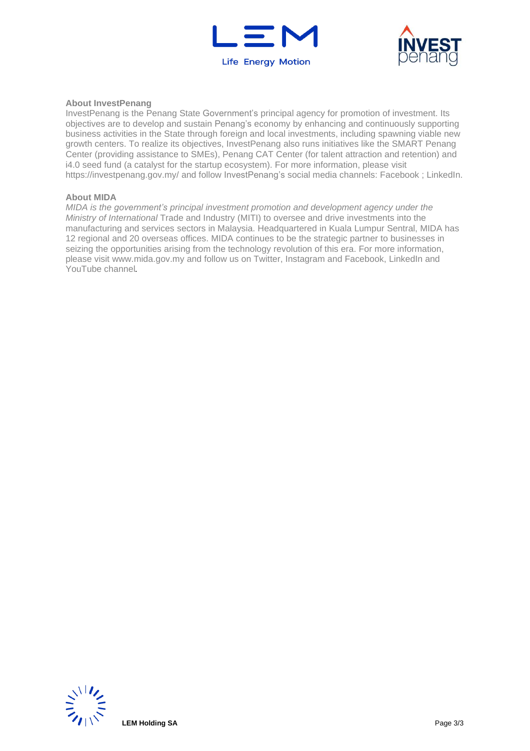**About InvestPenang**

InvestPenang is the Penang State Government's principal agency for promotion of investment. Its objectives are to develop and sustain Penang's economy by enhancing and continuously supporting business activities in the State through foreign and local investments, including spawning viable new growth centers. To realize its objectives, InvestPenang also runs initiatives like the SMART Penang Center (providing assistance to SMEs), Penang CAT Center (for talent attraction and retention) and i4.0 seed fund (a catalyst for the startup ecosystem). For more information, please visit https://investpenang.gov.my/ and follow InvestPenang's social media channels: Facebook ; LinkedIn.

**About MIDA**

*MIDA is the government's principal investment promotion and development agency under the Ministry of International* Trade and Industry (MITI) to oversee and drive investments into the manufacturing and services sectors in Malaysia. Headquartered in Kuala Lumpur Sentral, MIDA has 12 regional and 20 overseas offices. MIDA continues to be the strategic partner to businesses in seizing the opportunities arising from the technology revolution of this era. For more information, please visit www.mida.gov.my and follow us on Twitter, Instagram and Facebook, LinkedIn and YouTube channel.